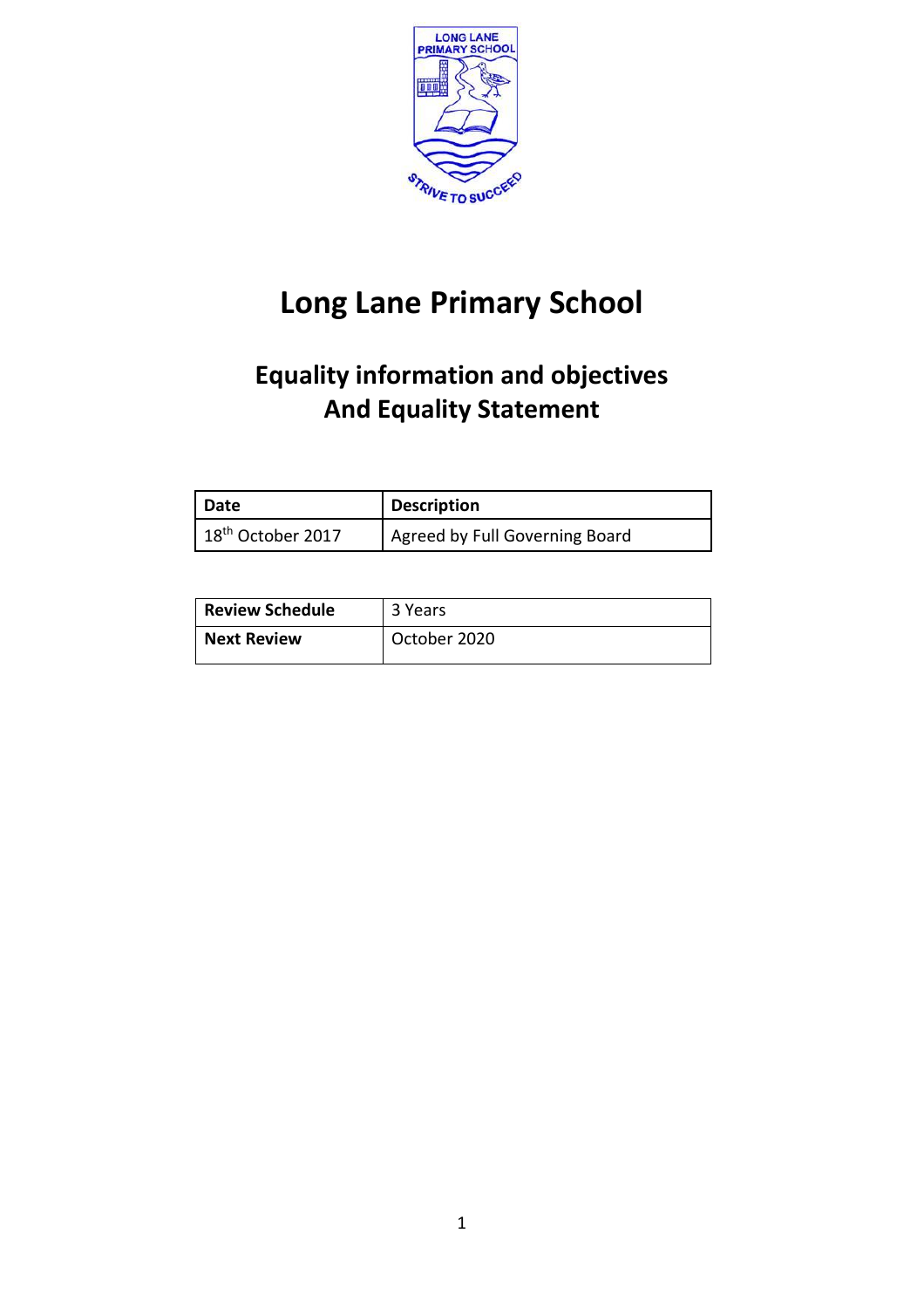# Long Lane Primary School

## Equality information and objectives And Equality Statement

| Date | Description |
| --- | --- |
| 18th October 2017 | Agreed by Full Governing Board |

| Review Schedule | 3 Years |
| --- | --- |
| Next Review | October 2020 |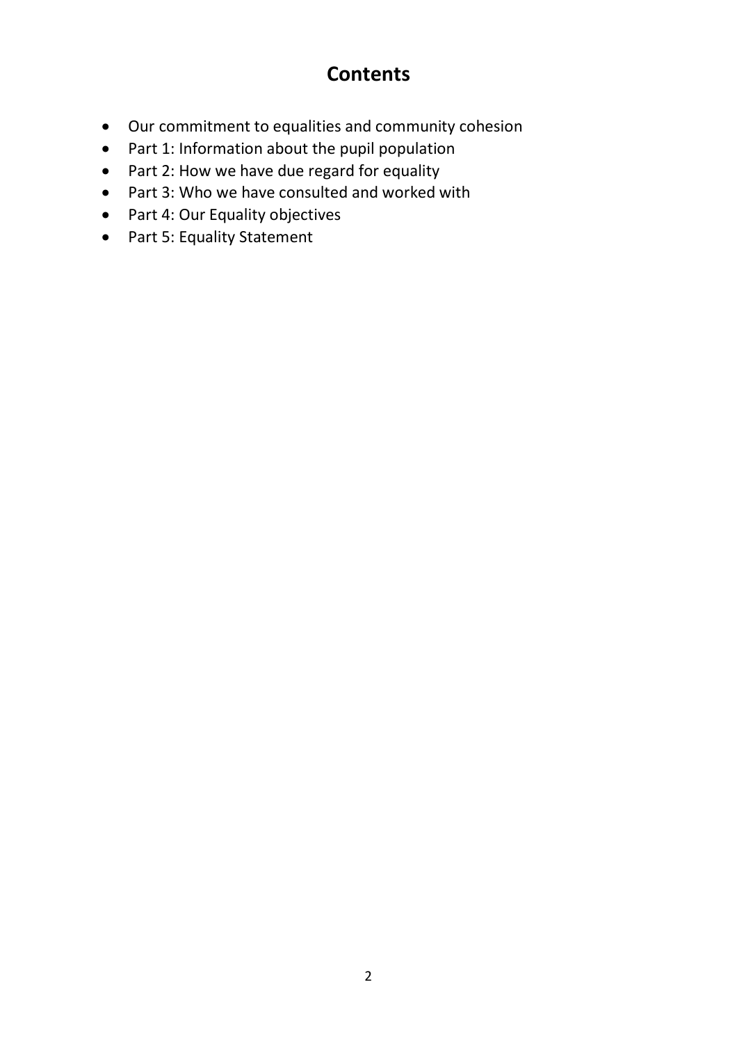## Contents

- Our commitment to equalities and community cohesion
- Part 1: Information about the pupil population
- Part 2: How we have due regard for equality
- Part 3: Who we have consulted and worked with
- Part 4: Our Equality objectives
- Part 5: Equality Statement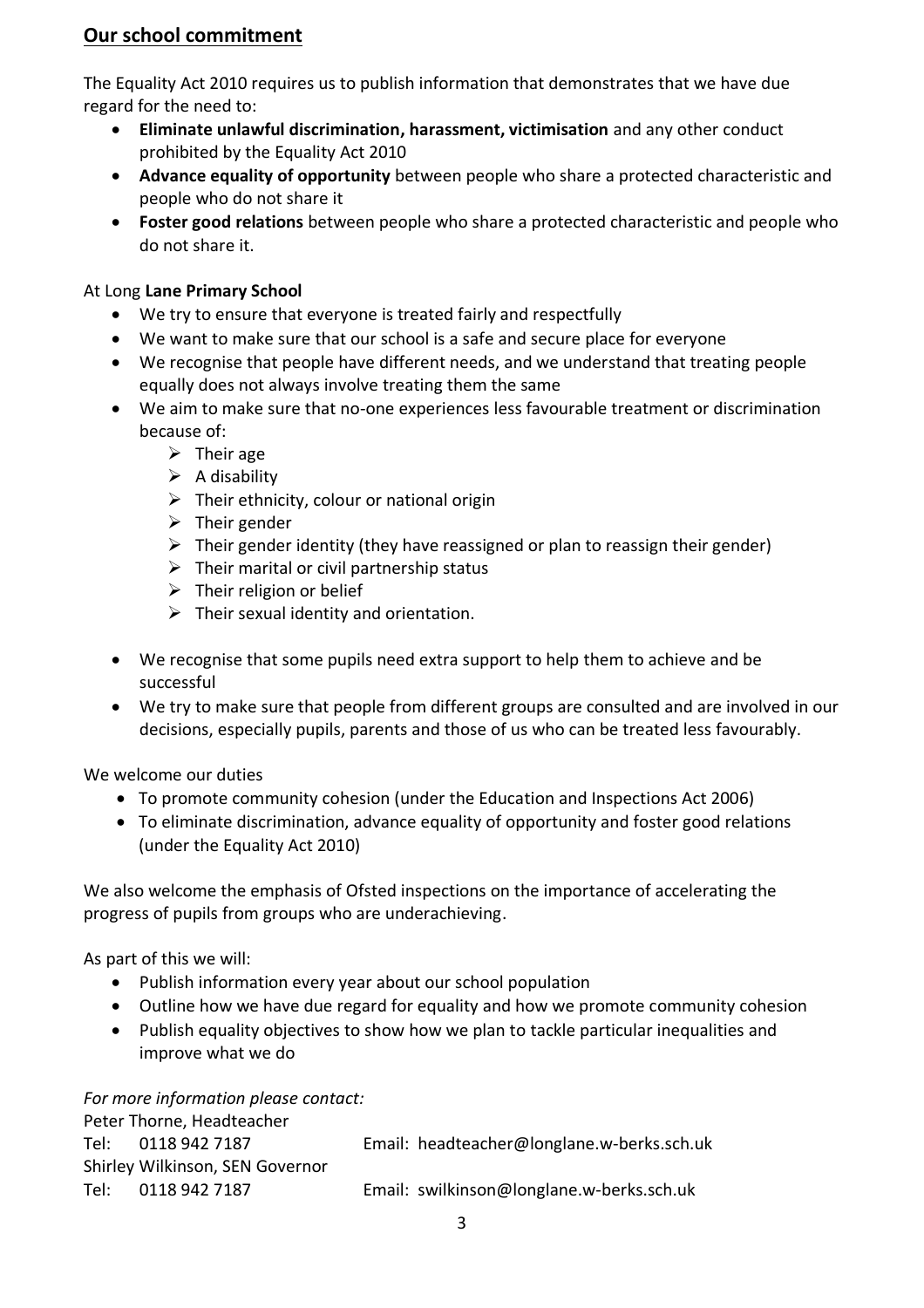## **Our school commitment**

The Equality Act 2010 requires us to publish information that demonstrates that we have due regard for the need to:

- **Eliminate unlawful discrimination, harassment, victimisation** and any other conduct prohibited by the Equality Act 2010
- **Advance equality of opportunity** between people who share a protected characteristic and people who do not share it
- **Foster good relations** between people who share a protected characteristic and people who do not share it.

At Long **Lane Primary School**

- We try to ensure that everyone is treated fairly and respectfully
- We want to make sure that our school is a safe and secure place for everyone
- We recognise that people have different needs, and we understand that treating people equally does not always involve treating them the same
- We aim to make sure that no-one experiences less favourable treatment or discrimination because of:
  - Their age
  - A disability
  - Their ethnicity, colour or national origin
  - Their gender
  - Their gender identity (they have reassigned or plan to reassign their gender)
  - Their marital or civil partnership status
  - Their religion or belief
  - Their sexual identity and orientation.
- We recognise that some pupils need extra support to help them to achieve and be successful
- We try to make sure that people from different groups are consulted and are involved in our decisions, especially pupils, parents and those of us who can be treated less favourably.

We welcome our duties

- To promote community cohesion (under the Education and Inspections Act 2006)
- To eliminate discrimination, advance equality of opportunity and foster good relations (under the Equality Act 2010)

We also welcome the emphasis of Ofsted inspections on the importance of accelerating the progress of pupils from groups who are underachieving.

As part of this we will:

- Publish information every year about our school population
- Outline how we have due regard for equality and how we promote community cohesion
- Publish equality objectives to show how we plan to tackle particular inequalities and improve what we do

*For more information please contact:*

Peter Thorne, Headteacher
Tel: 0118 942 7187 Email: headteacher@longlane.w-berks.sch.uk
Shirley Wilkinson, SEN Governor
Tel: 0118 942 7187 Email: swilkinson@longlane.w-berks.sch.uk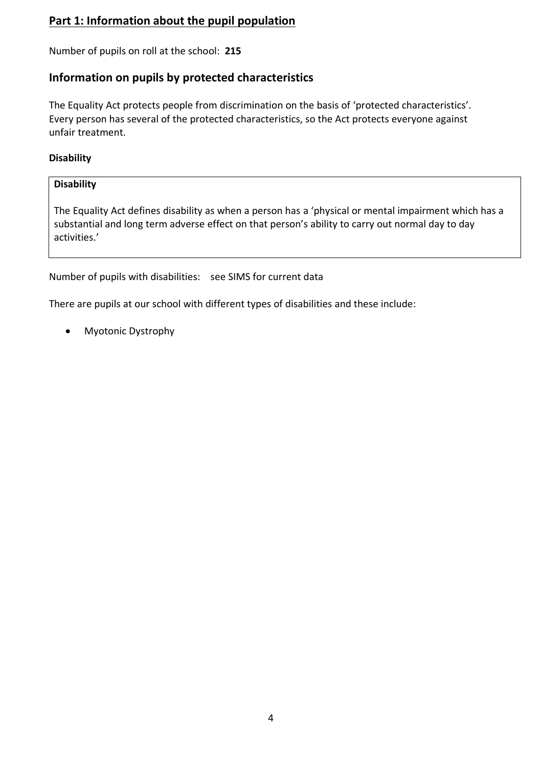## Part 1: Information about the pupil population

Number of pupils on roll at the school: **215**

## Information on pupils by protected characteristics

The Equality Act protects people from discrimination on the basis of 'protected characteristics'. Every person has several of the protected characteristics, so the Act protects everyone against unfair treatment.

### Disability

| **Disability**<br><br>The Equality Act defines disability as when a person has a 'physical or mental impairment which has a substantial and long term adverse effect on that person's ability to carry out normal day to day activities.' |
| --- |

Number of pupils with disabilities: see SIMS for current data

There are pupils at our school with different types of disabilities and these include:

- Myotonic Dystrophy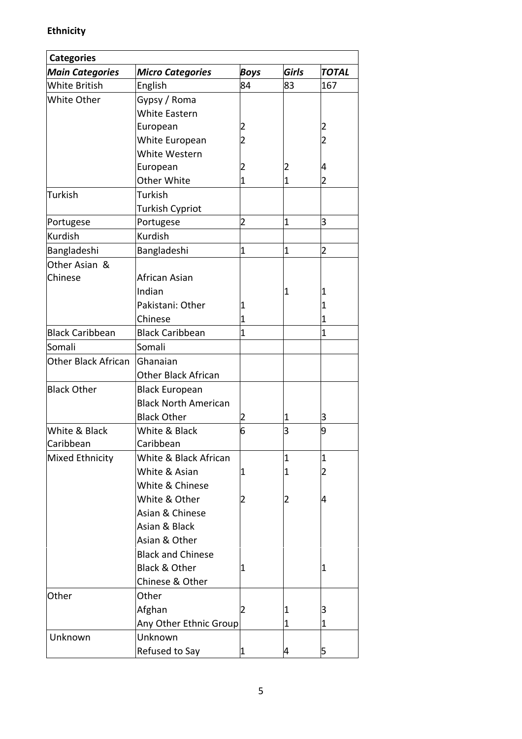**Ethnicity**

| Categories | | | | |
|---|---|---|---|---|
| ***Main Categories*** | ***Micro Categories*** | ***Boys*** | ***Girls*** | ***TOTAL*** |
| White British | English | 84 | 83 | 167 |
| White Other | Gypsy / Roma | | | |
| | White Eastern European | 2 | | 2 |
| | White European | 2 | | 2 |
| | White Western European | 2 | 2 | 4 |
| | Other White | 1 | 1 | 2 |
| Turkish | Turkish | | | |
| | Turkish Cypriot | | | |
| Portugese | Portugese | 2 | 1 | 3 |
| Kurdish | Kurdish | | | |
| Bangladeshi | Bangladeshi | 1 | 1 | 2 |
| Other Asian & Chinese | African Asian | | | |
| | Indian | | 1 | 1 |
| | Pakistani: Other | 1 | | 1 |
| | Chinese | 1 | | 1 |
| Black Caribbean | Black Caribbean | 1 | | 1 |
| Somali | Somali | | | |
| Other Black African | Ghanaian | | | |
| | Other Black African | | | |
| Black Other | Black European | | | |
| | Black North American | | | |
| | Black Other | 2 | 1 | 3 |
| White & Black Caribbean | White & Black Caribbean | 6 | 3 | 9 |
| Mixed Ethnicity | White & Black African | | 1 | 1 |
| | White & Asian | 1 | 1 | 2 |
| | White & Chinese | | | |
| | White & Other | 2 | 2 | 4 |
| | Asian & Chinese | | | |
| | Asian & Black | | | |
| | Asian & Other | | | |
| | Black and Chinese | | | |
| | Black & Other | 1 | | 1 |
| | Chinese & Other | | | |
| Other | Other | | | |
| | Afghan | 2 | 1 | 3 |
| | Any Other Ethnic Group | | 1 | 1 |
| Unknown | Unknown | | | |
| | Refused to Say | 1 | 4 | 5 |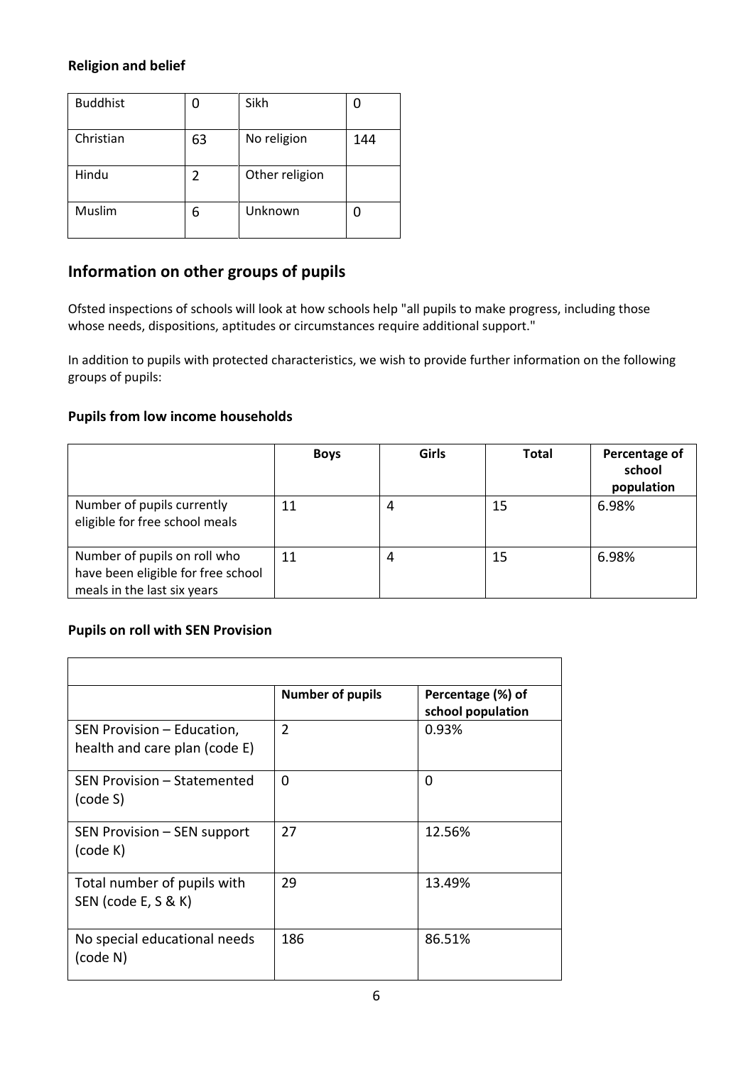### Religion and belief

| Buddhist | 0 | Sikh | 0 |
|---|---|---|---|
| Christian | 63 | No religion | 144 |
| Hindu | 2 | Other religion | |
| Muslim | 6 | Unknown | 0 |

## Information on other groups of pupils

Ofsted inspections of schools will look at how schools help "all pupils to make progress, including those whose needs, dispositions, aptitudes or circumstances require additional support."

In addition to pupils with protected characteristics, we wish to provide further information on the following groups of pupils:

### Pupils from low income households

| | **Boys** | **Girls** | **Total** | **Percentage of school population** |
|---|---|---|---|---|
| Number of pupils currently eligible for free school meals | 11 | 4 | 15 | 6.98% |
| Number of pupils on roll who have been eligible for free school meals in the last six years | 11 | 4 | 15 | 6.98% |

### Pupils on roll with SEN Provision

| | **Number of pupils** | **Percentage (%) of school population** |
|---|---|---|
| SEN Provision – Education, health and care plan (code E) | 2 | 0.93% |
| SEN Provision – Statemented (code S) | 0 | 0 |
| SEN Provision – SEN support (code K) | 27 | 12.56% |
| Total number of pupils with SEN (code E, S & K) | 29 | 13.49% |
| No special educational needs (code N) | 186 | 86.51% |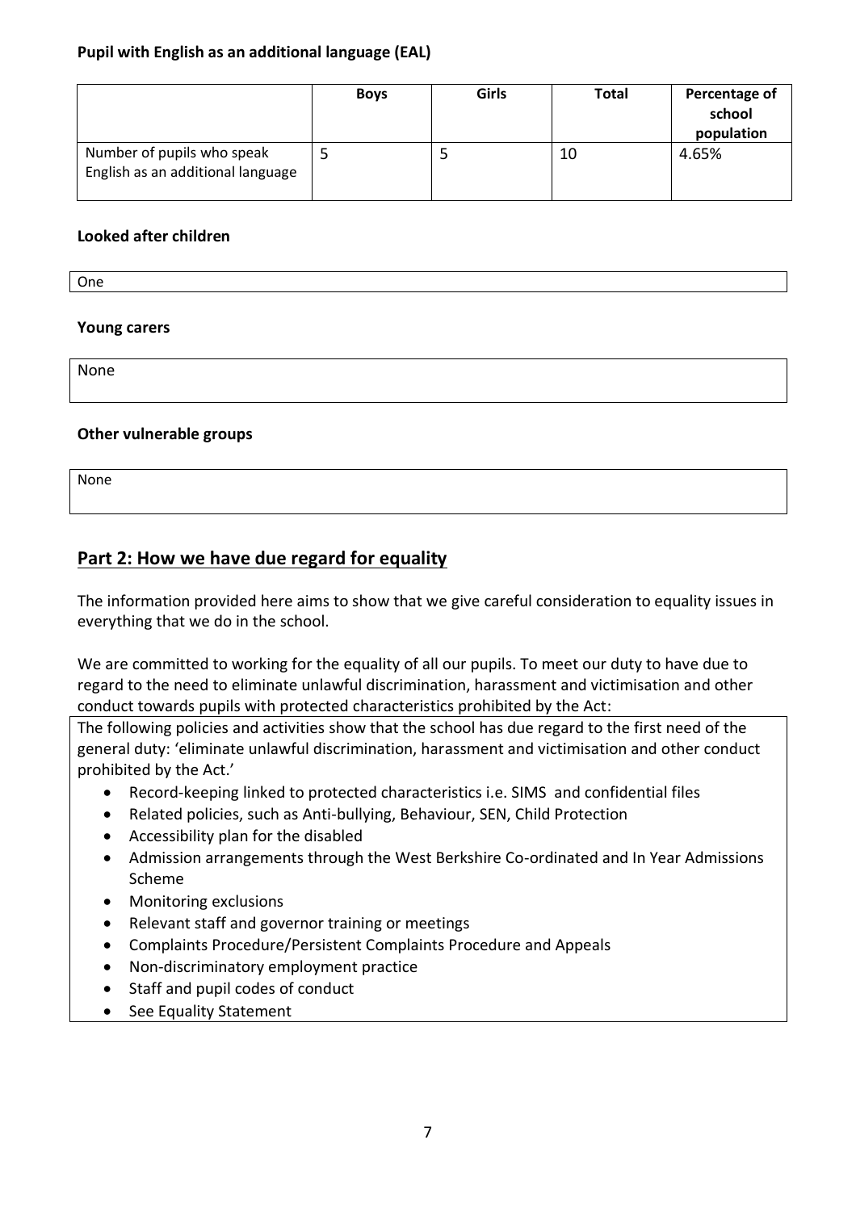**Pupil with English as an additional language (EAL)**

| | Boys | Girls | Total | Percentage of school population |
|---|---|---|---|---|
| Number of pupils who speak English as an additional language | 5 | 5 | 10 | 4.65% |

**Looked after children**

One

**Young carers**

None

**Other vulnerable groups**

None

## Part 2: How we have due regard for equality

The information provided here aims to show that we give careful consideration to equality issues in everything that we do in the school.

We are committed to working for the equality of all our pupils. To meet our duty to have due to regard to the need to eliminate unlawful discrimination, harassment and victimisation and other conduct towards pupils with protected characteristics prohibited by the Act:

The following policies and activities show that the school has due regard to the first need of the general duty: 'eliminate unlawful discrimination, harassment and victimisation and other conduct prohibited by the Act.'

- Record-keeping linked to protected characteristics i.e. SIMS and confidential files
- Related policies, such as Anti-bullying, Behaviour, SEN, Child Protection
- Accessibility plan for the disabled
- Admission arrangements through the West Berkshire Co-ordinated and In Year Admissions Scheme
- Monitoring exclusions
- Relevant staff and governor training or meetings
- Complaints Procedure/Persistent Complaints Procedure and Appeals
- Non-discriminatory employment practice
- Staff and pupil codes of conduct
- See Equality Statement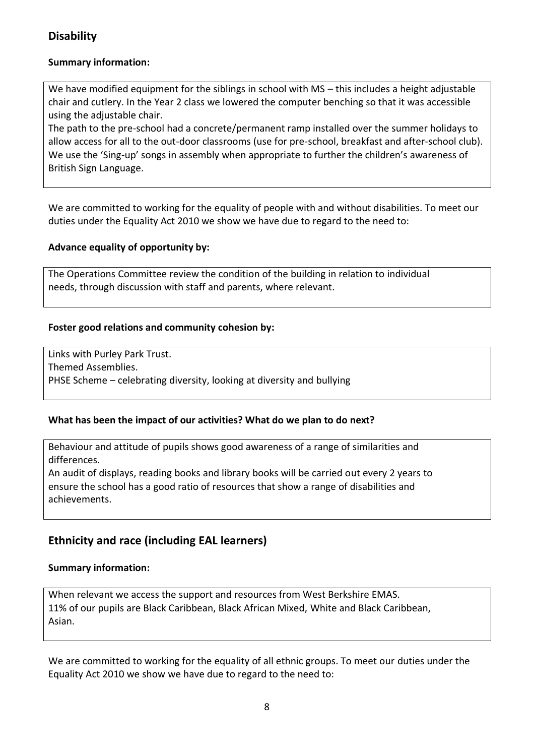## Disability

**Summary information:**

We have modified equipment for the siblings in school with MS – this includes a height adjustable chair and cutlery. In the Year 2 class we lowered the computer benching so that it was accessible using the adjustable chair.
The path to the pre-school had a concrete/permanent ramp installed over the summer holidays to allow access for all to the out-door classrooms (use for pre-school, breakfast and after-school club).
We use the 'Sing-up' songs in assembly when appropriate to further the children's awareness of British Sign Language.

We are committed to working for the equality of people with and without disabilities. To meet our duties under the Equality Act 2010 we show we have due to regard to the need to:

**Advance equality of opportunity by:**

The Operations Committee review the condition of the building in relation to individual needs, through discussion with staff and parents, where relevant.

**Foster good relations and community cohesion by:**

Links with Purley Park Trust.
Themed Assemblies.
PHSE Scheme – celebrating diversity, looking at diversity and bullying

**What has been the impact of our activities? What do we plan to do next?**

Behaviour and attitude of pupils shows good awareness of a range of similarities and differences.
An audit of displays, reading books and library books will be carried out every 2 years to ensure the school has a good ratio of resources that show a range of disabilities and achievements.

## Ethnicity and race (including EAL learners)

**Summary information:**

When relevant we access the support and resources from West Berkshire EMAS.
11% of our pupils are Black Caribbean, Black African Mixed, White and Black Caribbean, Asian.

We are committed to working for the equality of all ethnic groups. To meet our duties under the Equality Act 2010 we show we have due to regard to the need to: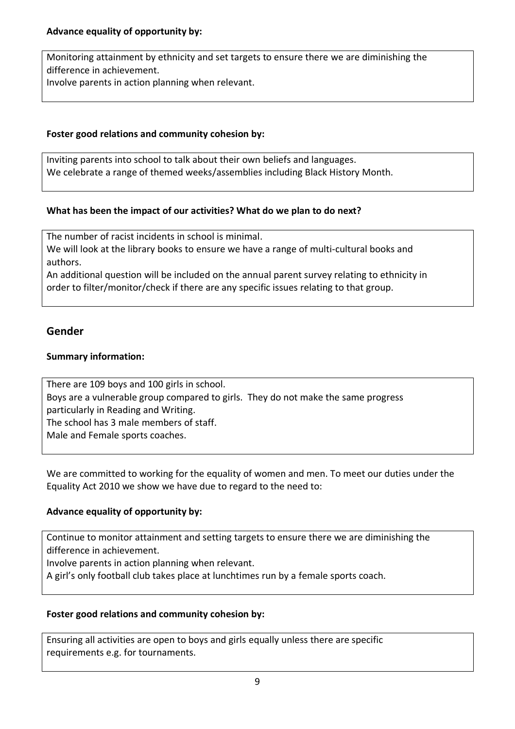**Advance equality of opportunity by:**

Monitoring attainment by ethnicity and set targets to ensure there we are diminishing the difference in achievement.
Involve parents in action planning when relevant.

**Foster good relations and community cohesion by:**

Inviting parents into school to talk about their own beliefs and languages.
We celebrate a range of themed weeks/assemblies including Black History Month.

**What has been the impact of our activities? What do we plan to do next?**

The number of racist incidents in school is minimal.
We will look at the library books to ensure we have a range of multi-cultural books and authors.
An additional question will be included on the annual parent survey relating to ethnicity in order to filter/monitor/check if there are any specific issues relating to that group.

## Gender

**Summary information:**

There are 109 boys and 100 girls in school.
Boys are a vulnerable group compared to girls. They do not make the same progress particularly in Reading and Writing.
The school has 3 male members of staff.
Male and Female sports coaches.

We are committed to working for the equality of women and men. To meet our duties under the Equality Act 2010 we show we have due to regard to the need to:

**Advance equality of opportunity by:**

Continue to monitor attainment and setting targets to ensure there we are diminishing the difference in achievement.
Involve parents in action planning when relevant.
A girl's only football club takes place at lunchtimes run by a female sports coach.

**Foster good relations and community cohesion by:**

Ensuring all activities are open to boys and girls equally unless there are specific requirements e.g. for tournaments.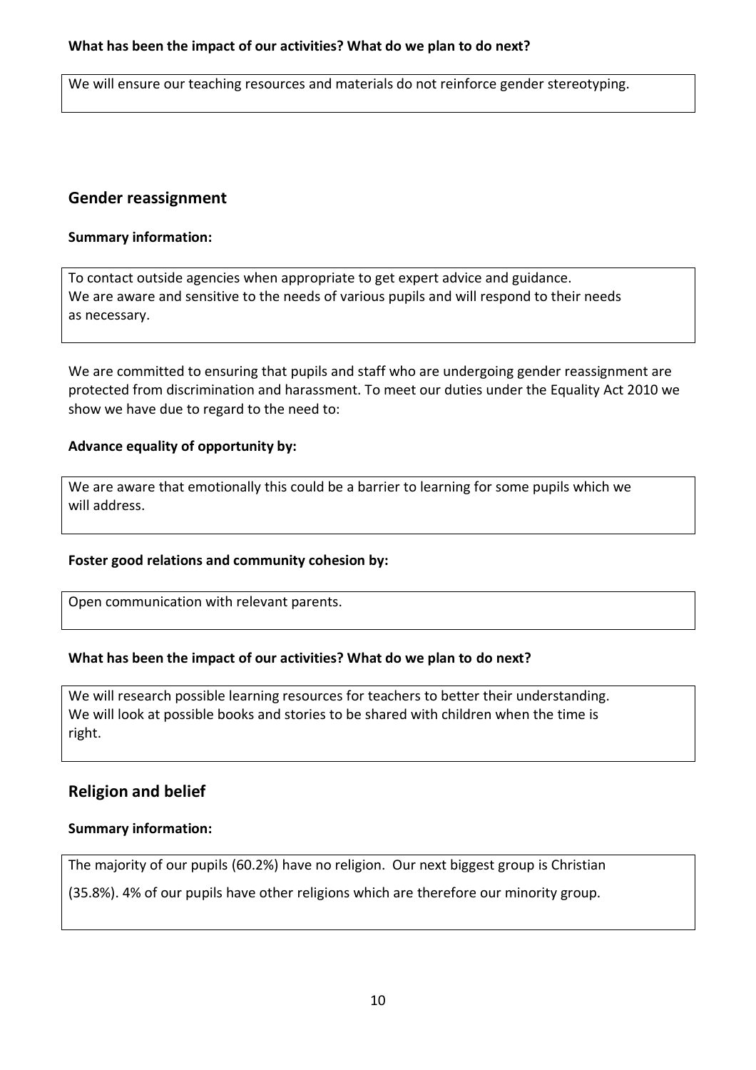**What has been the impact of our activities? What do we plan to do next?**

We will ensure our teaching resources and materials do not reinforce gender stereotyping.

## Gender reassignment

**Summary information:**

To contact outside agencies when appropriate to get expert advice and guidance.
We are aware and sensitive to the needs of various pupils and will respond to their needs as necessary.

We are committed to ensuring that pupils and staff who are undergoing gender reassignment are protected from discrimination and harassment. To meet our duties under the Equality Act 2010 we show we have due to regard to the need to:

**Advance equality of opportunity by:**

We are aware that emotionally this could be a barrier to learning for some pupils which we will address.

**Foster good relations and community cohesion by:**

Open communication with relevant parents.

**What has been the impact of our activities? What do we plan to do next?**

We will research possible learning resources for teachers to better their understanding.
We will look at possible books and stories to be shared with children when the time is right.

## Religion and belief

**Summary information:**

The majority of our pupils (60.2%) have no religion. Our next biggest group is Christian (35.8%). 4% of our pupils have other religions which are therefore our minority group.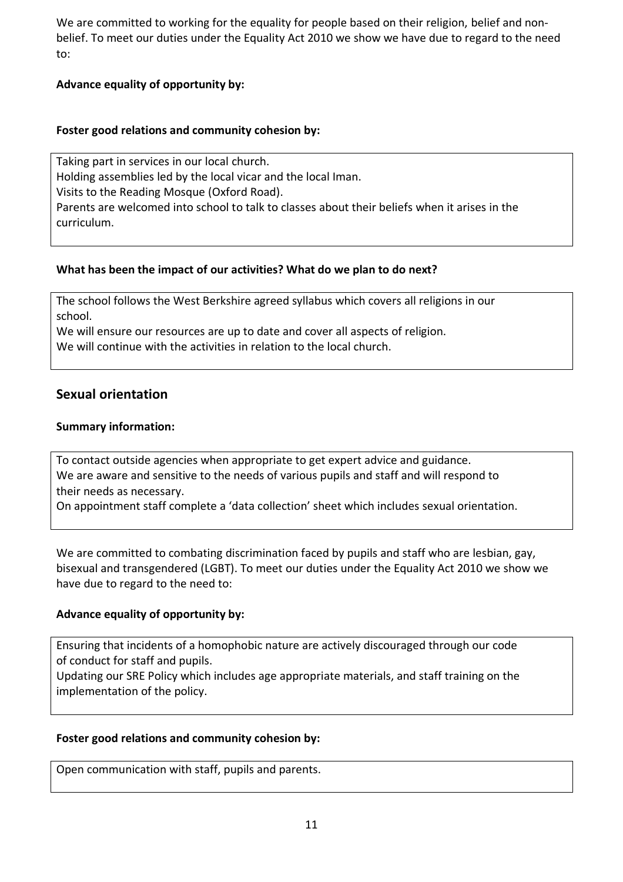We are committed to working for the equality for people based on their religion, belief and non-belief. To meet our duties under the Equality Act 2010 we show we have due to regard to the need to:

**Advance equality of opportunity by:**

**Foster good relations and community cohesion by:**

Taking part in services in our local church.
Holding assemblies led by the local vicar and the local Iman.
Visits to the Reading Mosque (Oxford Road).
Parents are welcomed into school to talk to classes about their beliefs when it arises in the curriculum.

**What has been the impact of our activities? What do we plan to do next?**

The school follows the West Berkshire agreed syllabus which covers all religions in our school.
We will ensure our resources are up to date and cover all aspects of religion.
We will continue with the activities in relation to the local church.

## Sexual orientation

**Summary information:**

To contact outside agencies when appropriate to get expert advice and guidance.
We are aware and sensitive to the needs of various pupils and staff and will respond to their needs as necessary.
On appointment staff complete a 'data collection' sheet which includes sexual orientation.

We are committed to combating discrimination faced by pupils and staff who are lesbian, gay, bisexual and transgendered (LGBT). To meet our duties under the Equality Act 2010 we show we have due to regard to the need to:

**Advance equality of opportunity by:**

Ensuring that incidents of a homophobic nature are actively discouraged through our code of conduct for staff and pupils.
Updating our SRE Policy which includes age appropriate materials, and staff training on the implementation of the policy.

**Foster good relations and community cohesion by:**

Open communication with staff, pupils and parents.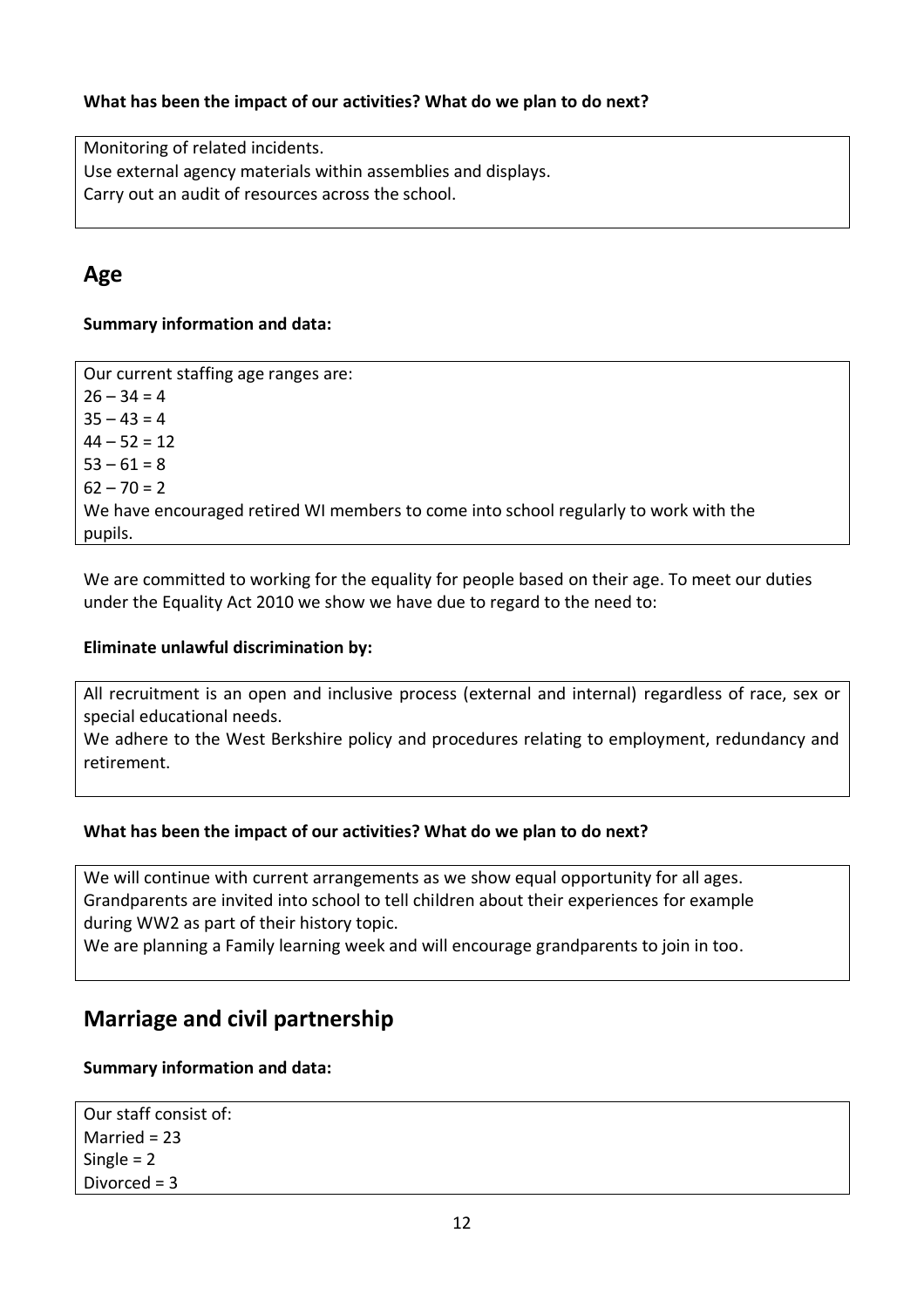**What has been the impact of our activities? What do we plan to do next?**

Monitoring of related incidents.
Use external agency materials within assemblies and displays.
Carry out an audit of resources across the school.

## Age

**Summary information and data:**

Our current staffing age ranges are:
26 – 34 = 4
35 – 43 = 4
44 – 52 = 12
53 – 61 = 8
62 – 70 = 2
We have encouraged retired WI members to come into school regularly to work with the pupils.

We are committed to working for the equality for people based on their age. To meet our duties under the Equality Act 2010 we show we have due to regard to the need to:

**Eliminate unlawful discrimination by:**

All recruitment is an open and inclusive process (external and internal) regardless of race, sex or special educational needs.
We adhere to the West Berkshire policy and procedures relating to employment, redundancy and retirement.

**What has been the impact of our activities? What do we plan to do next?**

We will continue with current arrangements as we show equal opportunity for all ages.
Grandparents are invited into school to tell children about their experiences for example during WW2 as part of their history topic.
We are planning a Family learning week and will encourage grandparents to join in too.

## Marriage and civil partnership

**Summary information and data:**

Our staff consist of:
Married = 23
Single = 2
Divorced = 3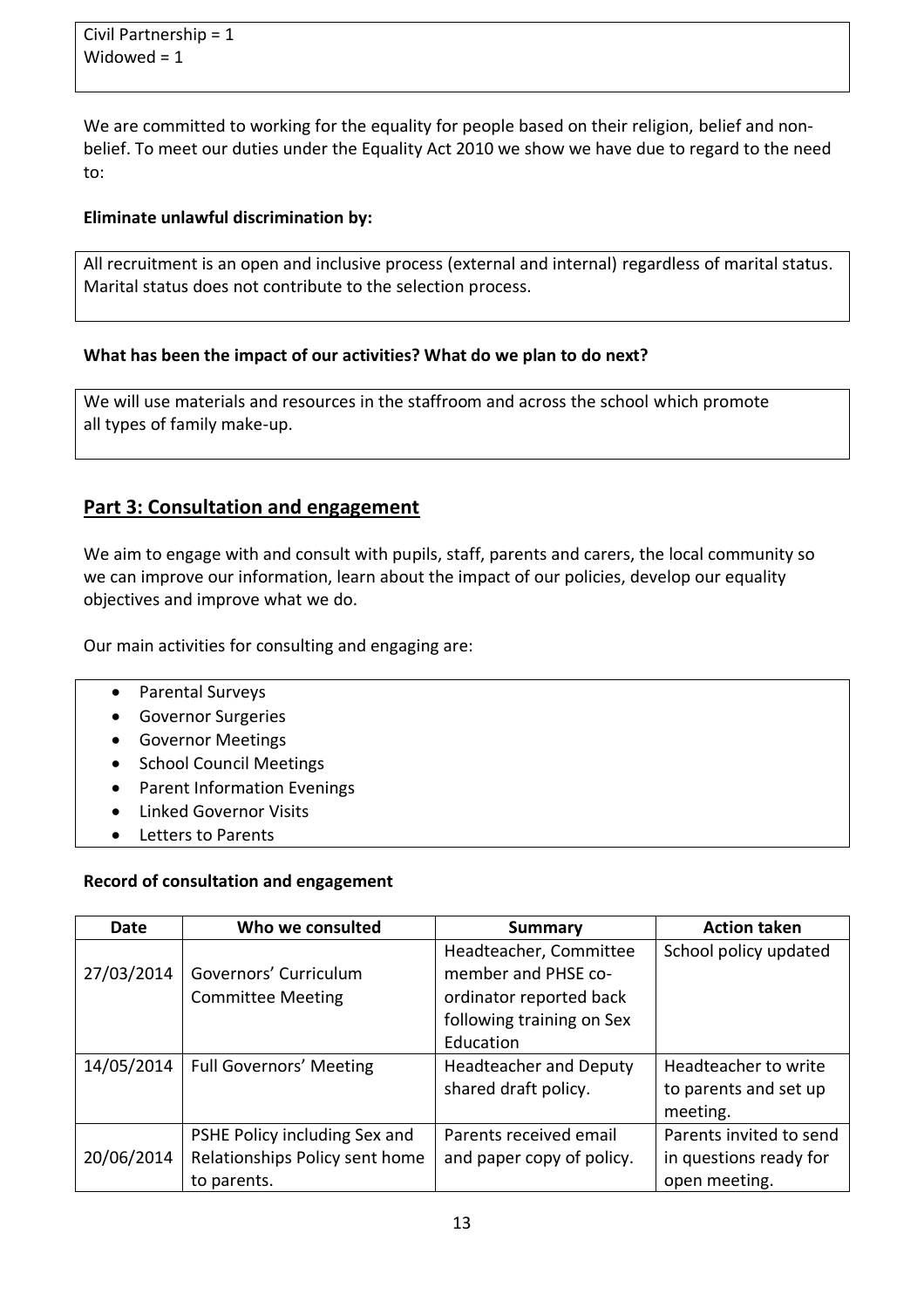Civil Partnership = 1
Widowed = 1

We are committed to working for the equality for people based on their religion, belief and non-belief. To meet our duties under the Equality Act 2010 we show we have due to regard to the need to:

**Eliminate unlawful discrimination by:**

All recruitment is an open and inclusive process (external and internal) regardless of marital status. Marital status does not contribute to the selection process.

**What has been the impact of our activities? What do we plan to do next?**

We will use materials and resources in the staffroom and across the school which promote all types of family make-up.

## Part 3: Consultation and engagement

We aim to engage with and consult with pupils, staff, parents and carers, the local community so we can improve our information, learn about the impact of our policies, develop our equality objectives and improve what we do.

Our main activities for consulting and engaging are:

- Parental Surveys
- Governor Surgeries
- Governor Meetings
- School Council Meetings
- Parent Information Evenings
- Linked Governor Visits
- Letters to Parents

**Record of consultation and engagement**

| Date | Who we consulted | Summary | Action taken |
|---|---|---|---|
| 27/03/2014 | Governors' Curriculum Committee Meeting | Headteacher, Committee member and PHSE co-ordinator reported back following training on Sex Education | School policy updated |
| 14/05/2014 | Full Governors' Meeting | Headteacher and Deputy shared draft policy. | Headteacher to write to parents and set up meeting. |
| 20/06/2014 | PSHE Policy including Sex and Relationships Policy sent home to parents. | Parents received email and paper copy of policy. | Parents invited to send in questions ready for open meeting. |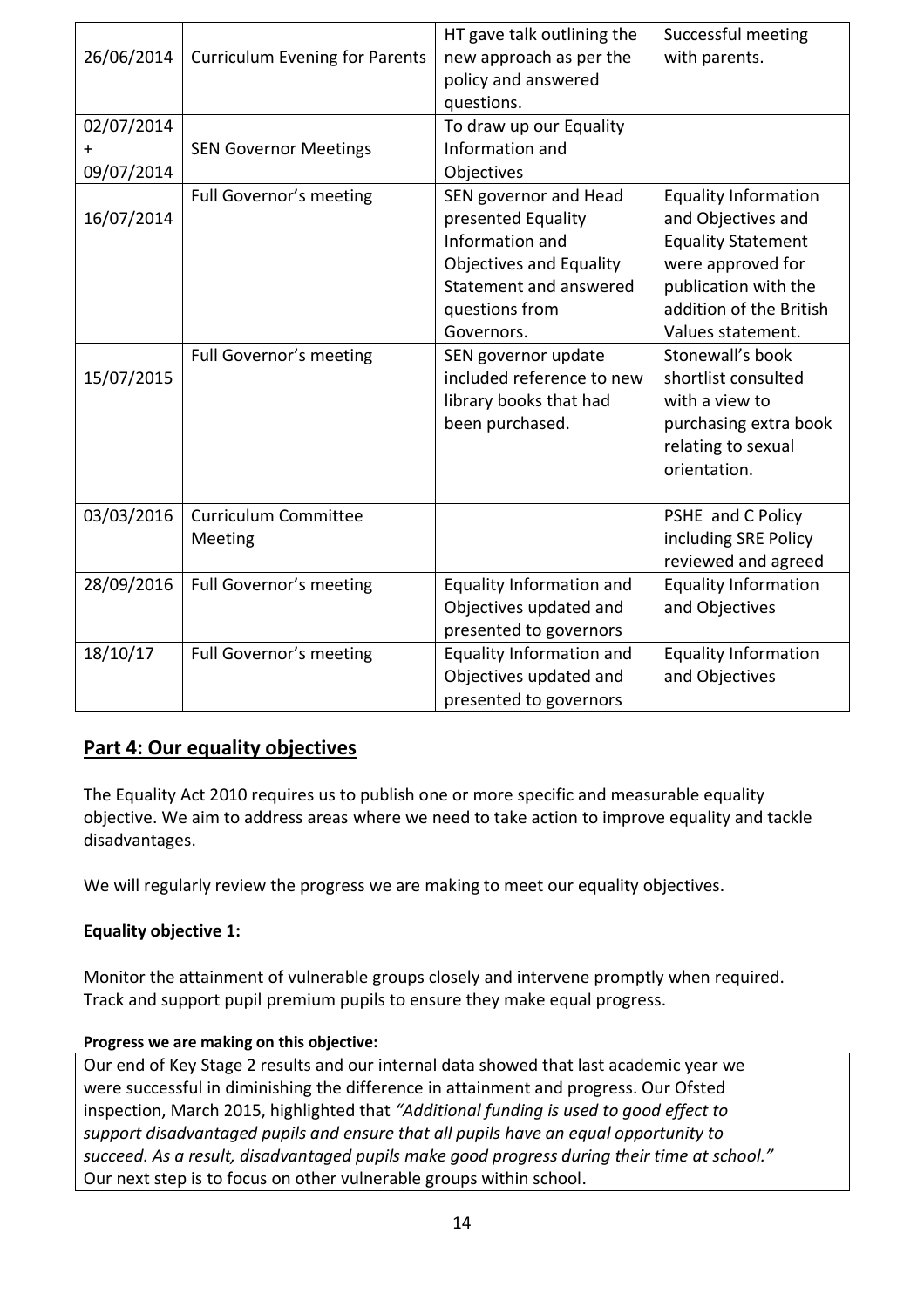| 26/06/2014 | Curriculum Evening for Parents | HT gave talk outlining the new approach as per the policy and answered questions. | Successful meeting with parents. |
|---|---|---|---|
| 02/07/2014 + 09/07/2014 | SEN Governor Meetings | To draw up our Equality Information and Objectives | |
| 16/07/2014 | Full Governor's meeting | SEN governor and Head presented Equality Information and Objectives and Equality Statement and answered questions from Governors. | Equality Information and Objectives and Equality Statement were approved for publication with the addition of the British Values statement. |
| 15/07/2015 | Full Governor's meeting | SEN governor update included reference to new library books that had been purchased. | Stonewall's book shortlist consulted with a view to purchasing extra book relating to sexual orientation. |
| 03/03/2016 | Curriculum Committee Meeting | | PSHE and C Policy including SRE Policy reviewed and agreed |
| 28/09/2016 | Full Governor's meeting | Equality Information and Objectives updated and presented to governors | Equality Information and Objectives |
| 18/10/17 | Full Governor's meeting | Equality Information and Objectives updated and presented to governors | Equality Information and Objectives |

## Part 4: Our equality objectives

The Equality Act 2010 requires us to publish one or more specific and measurable equality objective. We aim to address areas where we need to take action to improve equality and tackle disadvantages.

We will regularly review the progress we are making to meet our equality objectives.

**Equality objective 1:**

Monitor the attainment of vulnerable groups closely and intervene promptly when required. Track and support pupil premium pupils to ensure they make equal progress.

**Progress we are making on this objective:**

Our end of Key Stage 2 results and our internal data showed that last academic year we were successful in diminishing the difference in attainment and progress. Our Ofsted inspection, March 2015, highlighted that *"Additional funding is used to good effect to support disadvantaged pupils and ensure that all pupils have an equal opportunity to succeed. As a result, disadvantaged pupils make good progress during their time at school."* Our next step is to focus on other vulnerable groups within school.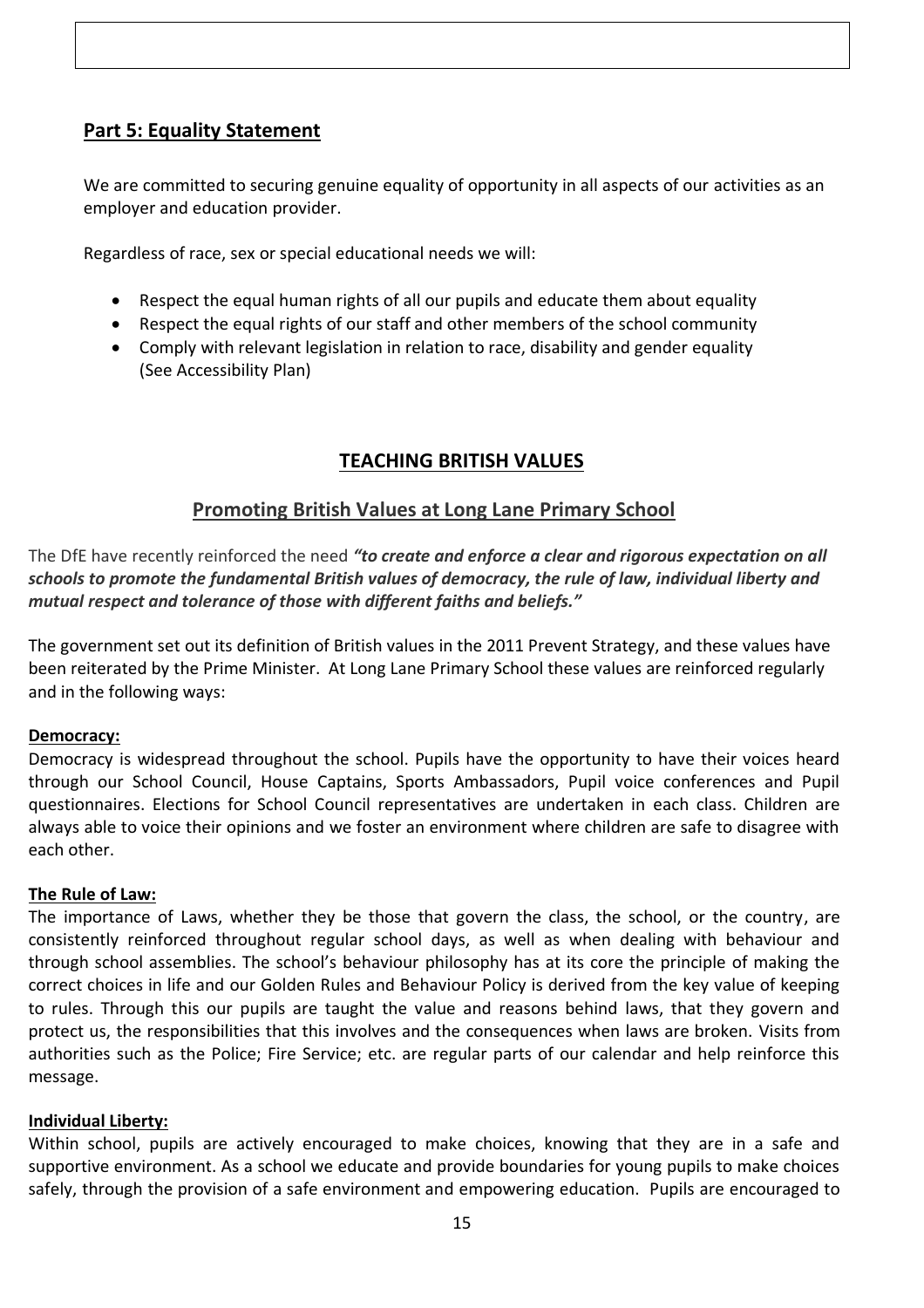## Part 5: Equality Statement

We are committed to securing genuine equality of opportunity in all aspects of our activities as an employer and education provider.

Regardless of race, sex or special educational needs we will:

- Respect the equal human rights of all our pupils and educate them about equality
- Respect the equal rights of our staff and other members of the school community
- Comply with relevant legislation in relation to race, disability and gender equality (See Accessibility Plan)

## TEACHING BRITISH VALUES

### Promoting British Values at Long Lane Primary School

The DfE have recently reinforced the need ***"to create and enforce a clear and rigorous expectation on all schools to promote the fundamental British values of democracy, the rule of law, individual liberty and mutual respect and tolerance of those with different faiths and beliefs."***

The government set out its definition of British values in the 2011 Prevent Strategy, and these values have been reiterated by the Prime Minister. At Long Lane Primary School these values are reinforced regularly and in the following ways:

**Democracy:**

Democracy is widespread throughout the school. Pupils have the opportunity to have their voices heard through our School Council, House Captains, Sports Ambassadors, Pupil voice conferences and Pupil questionnaires. Elections for School Council representatives are undertaken in each class. Children are always able to voice their opinions and we foster an environment where children are safe to disagree with each other.

**The Rule of Law:**

The importance of Laws, whether they be those that govern the class, the school, or the country, are consistently reinforced throughout regular school days, as well as when dealing with behaviour and through school assemblies. The school's behaviour philosophy has at its core the principle of making the correct choices in life and our Golden Rules and Behaviour Policy is derived from the key value of keeping to rules. Through this our pupils are taught the value and reasons behind laws, that they govern and protect us, the responsibilities that this involves and the consequences when laws are broken. Visits from authorities such as the Police; Fire Service; etc. are regular parts of our calendar and help reinforce this message.

**Individual Liberty:**

Within school, pupils are actively encouraged to make choices, knowing that they are in a safe and supportive environment. As a school we educate and provide boundaries for young pupils to make choices safely, through the provision of a safe environment and empowering education. Pupils are encouraged to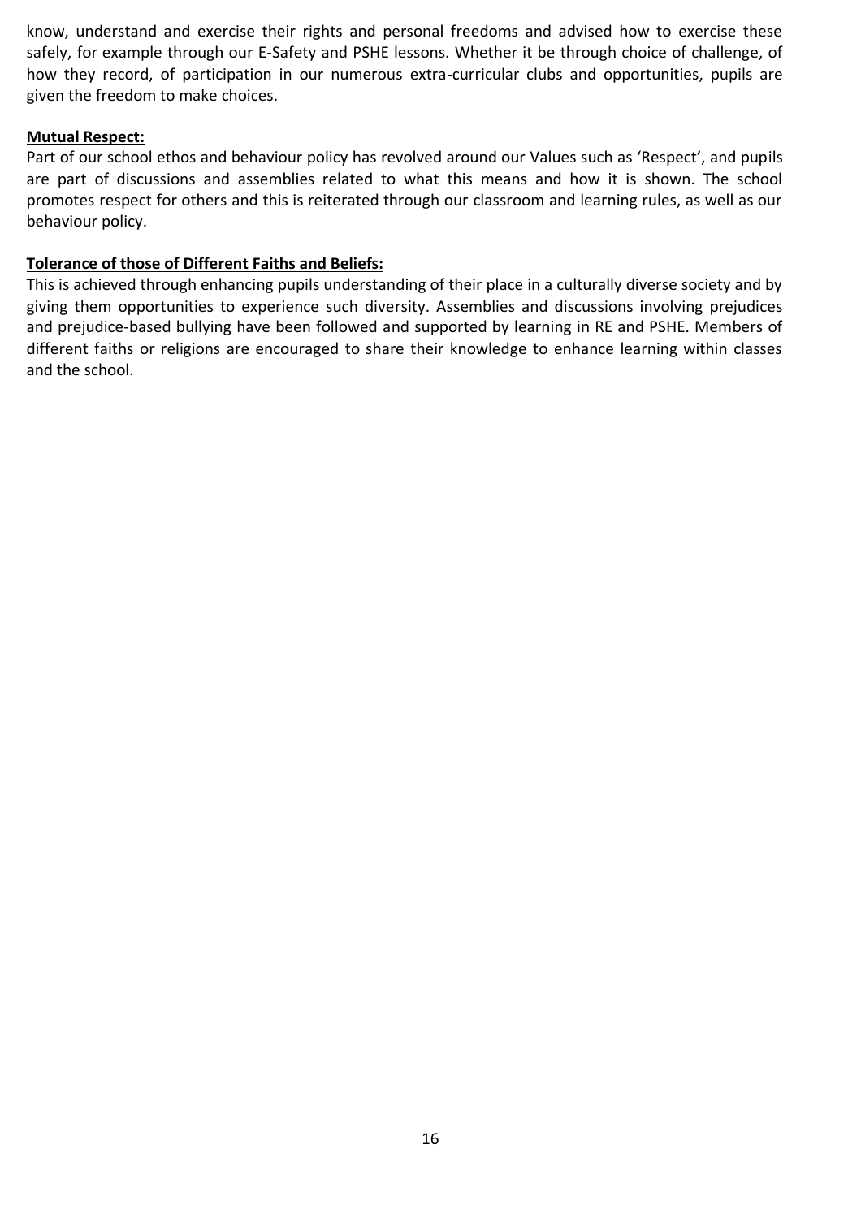know, understand and exercise their rights and personal freedoms and advised how to exercise these safely, for example through our E-Safety and PSHE lessons. Whether it be through choice of challenge, of how they record, of participation in our numerous extra-curricular clubs and opportunities, pupils are given the freedom to make choices.

**Mutual Respect:**

Part of our school ethos and behaviour policy has revolved around our Values such as 'Respect', and pupils are part of discussions and assemblies related to what this means and how it is shown. The school promotes respect for others and this is reiterated through our classroom and learning rules, as well as our behaviour policy.

**Tolerance of those of Different Faiths and Beliefs:**

This is achieved through enhancing pupils understanding of their place in a culturally diverse society and by giving them opportunities to experience such diversity. Assemblies and discussions involving prejudices and prejudice-based bullying have been followed and supported by learning in RE and PSHE. Members of different faiths or religions are encouraged to share their knowledge to enhance learning within classes and the school.